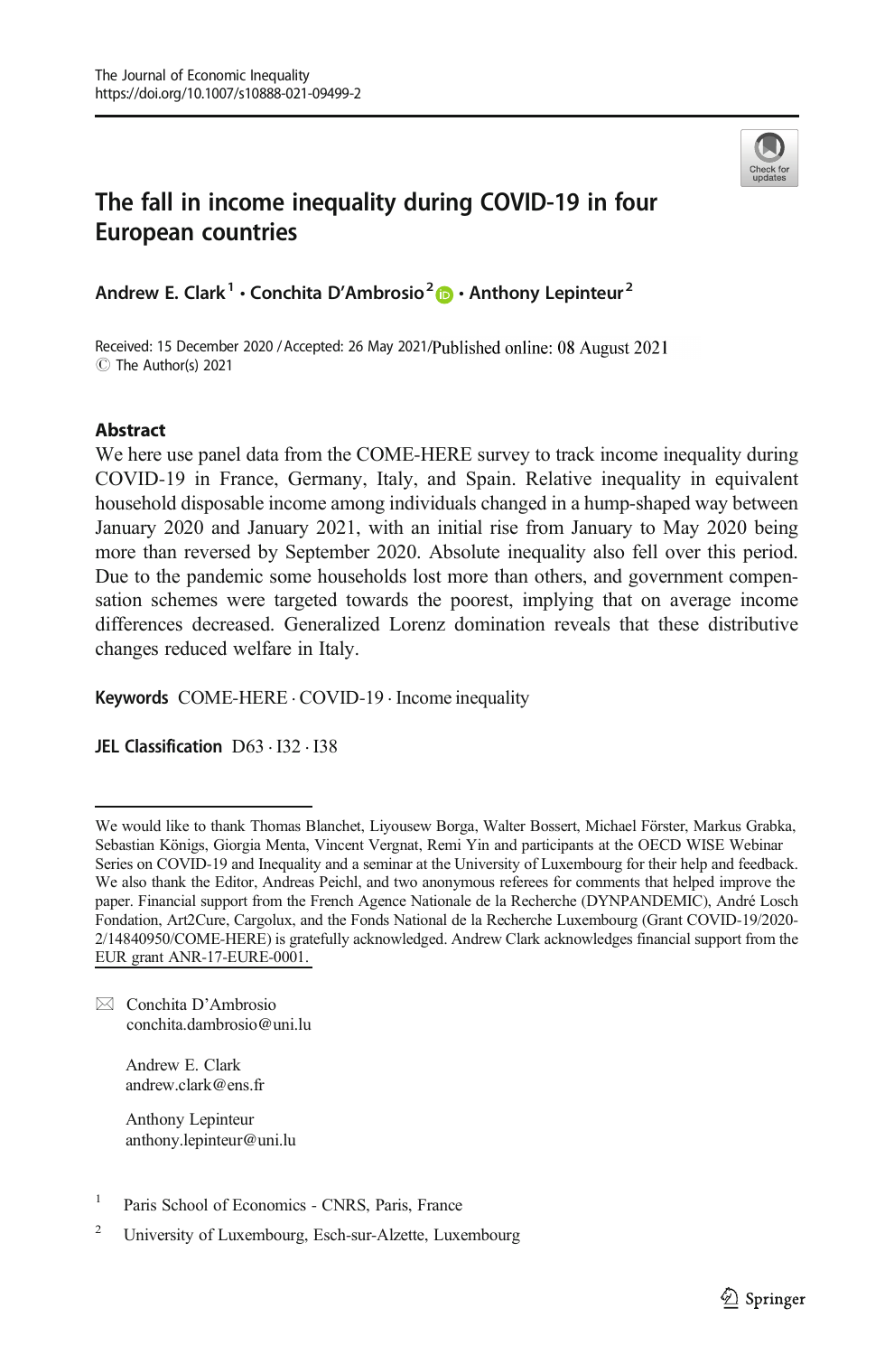# The fall in income inequality during COVID-19 in four European countries

**Andrew E. Clark**[1] **· Conchita D'Ambrosio**[2] **· Anthony Lepinteur**[2]

Received: 15 December 2020 / Accepted: 26 May 2021/Published online: 08 August 2021
© The Author(s) 2021

## Abstract

We here use panel data from the COME-HERE survey to track income inequality during COVID-19 in France, Germany, Italy, and Spain. Relative inequality in equivalent household disposable income among individuals changed in a hump-shaped way between January 2020 and January 2021, with an initial rise from January to May 2020 being more than reversed by September 2020. Absolute inequality also fell over this period. Due to the pandemic some households lost more than others, and government compensation schemes were targeted towards the poorest, implying that on average income differences decreased. Generalized Lorenz domination reveals that these distributive changes reduced welfare in Italy.

**Keywords** COME-HERE · COVID-19 · Income inequality

**JEL Classification** D63 · I32 · I38

---

We would like to thank Thomas Blanchet, Liyousew Borga, Walter Bossert, Michael Förster, Markus Grabka, Sebastian Königs, Giorgia Menta, Vincent Vergnat, Remi Yin and participants at the OECD WISE Webinar Series on COVID-19 and Inequality and a seminar at the University of Luxembourg for their help and feedback. We also thank the Editor, Andreas Peichl, and two anonymous referees for comments that helped improve the paper. Financial support from the French Agence Nationale de la Recherche (DYNPANDEMIC), André Losch Fondation, Art2Cure, Cargolux, and the Fonds National de la Recherche Luxembourg (Grant COVID-19/2020-2/14840950/COME-HERE) is gratefully acknowledged. Andrew Clark acknowledges financial support from the EUR grant ANR-17-EURE-0001.

✉ Conchita D'Ambrosio
conchita.dambrosio@uni.lu

Andrew E. Clark
andrew.clark@ens.fr

Anthony Lepinteur
anthony.lepinteur@uni.lu

[1] Paris School of Economics - CNRS, Paris, France

[2] University of Luxembourg, Esch-sur-Alzette, Luxembourg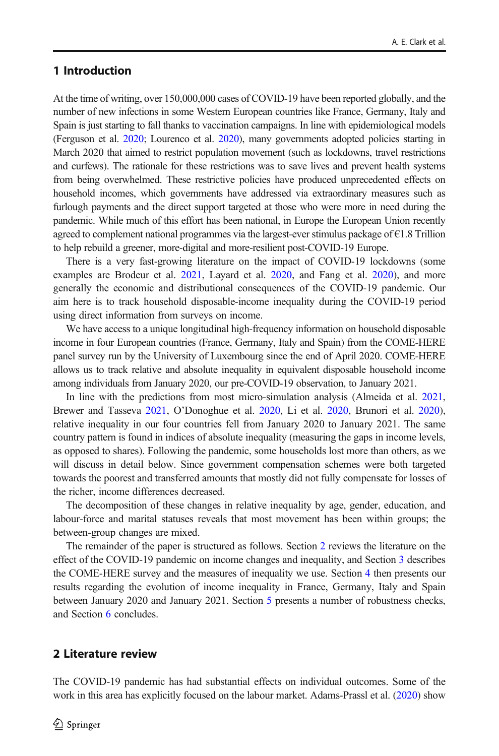## 1 Introduction

At the time of writing, over 150,000,000 cases of COVID-19 have been reported globally, and the number of new infections in some Western European countries like France, Germany, Italy and Spain is just starting to fall thanks to vaccination campaigns. In line with epidemiological models (Ferguson et al. 2020; Lourenco et al. 2020), many governments adopted policies starting in March 2020 that aimed to restrict population movement (such as lockdowns, travel restrictions and curfews). The rationale for these restrictions was to save lives and prevent health systems from being overwhelmed. These restrictive policies have produced unprecedented effects on household incomes, which governments have addressed via extraordinary measures such as furlough payments and the direct support targeted at those who were more in need during the pandemic. While much of this effort has been national, in Europe the European Union recently agreed to complement national programmes via the largest-ever stimulus package of €1.8 Trillion to help rebuild a greener, more-digital and more-resilient post-COVID-19 Europe.

There is a very fast-growing literature on the impact of COVID-19 lockdowns (some examples are Brodeur et al. 2021, Layard et al. 2020, and Fang et al. 2020), and more generally the economic and distributional consequences of the COVID-19 pandemic. Our aim here is to track household disposable-income inequality during the COVID-19 period using direct information from surveys on income.

We have access to a unique longitudinal high-frequency information on household disposable income in four European countries (France, Germany, Italy and Spain) from the COME-HERE panel survey run by the University of Luxembourg since the end of April 2020. COME-HERE allows us to track relative and absolute inequality in equivalent disposable household income among individuals from January 2020, our pre-COVID-19 observation, to January 2021.

In line with the predictions from most micro-simulation analysis (Almeida et al. 2021, Brewer and Tasseva 2021, O'Donoghue et al. 2020, Li et al. 2020, Brunori et al. 2020), relative inequality in our four countries fell from January 2020 to January 2021. The same country pattern is found in indices of absolute inequality (measuring the gaps in income levels, as opposed to shares). Following the pandemic, some households lost more than others, as we will discuss in detail below. Since government compensation schemes were both targeted towards the poorest and transferred amounts that mostly did not fully compensate for losses of the richer, income differences decreased.

The decomposition of these changes in relative inequality by age, gender, education, and labour-force and marital statuses reveals that most movement has been within groups; the between-group changes are mixed.

The remainder of the paper is structured as follows. Section 2 reviews the literature on the effect of the COVID-19 pandemic on income changes and inequality, and Section 3 describes the COME-HERE survey and the measures of inequality we use. Section 4 then presents our results regarding the evolution of income inequality in France, Germany, Italy and Spain between January 2020 and January 2021. Section 5 presents a number of robustness checks, and Section 6 concludes.

## 2 Literature review

The COVID-19 pandemic has had substantial effects on individual outcomes. Some of the work in this area has explicitly focused on the labour market. Adams-Prassl et al. (2020) show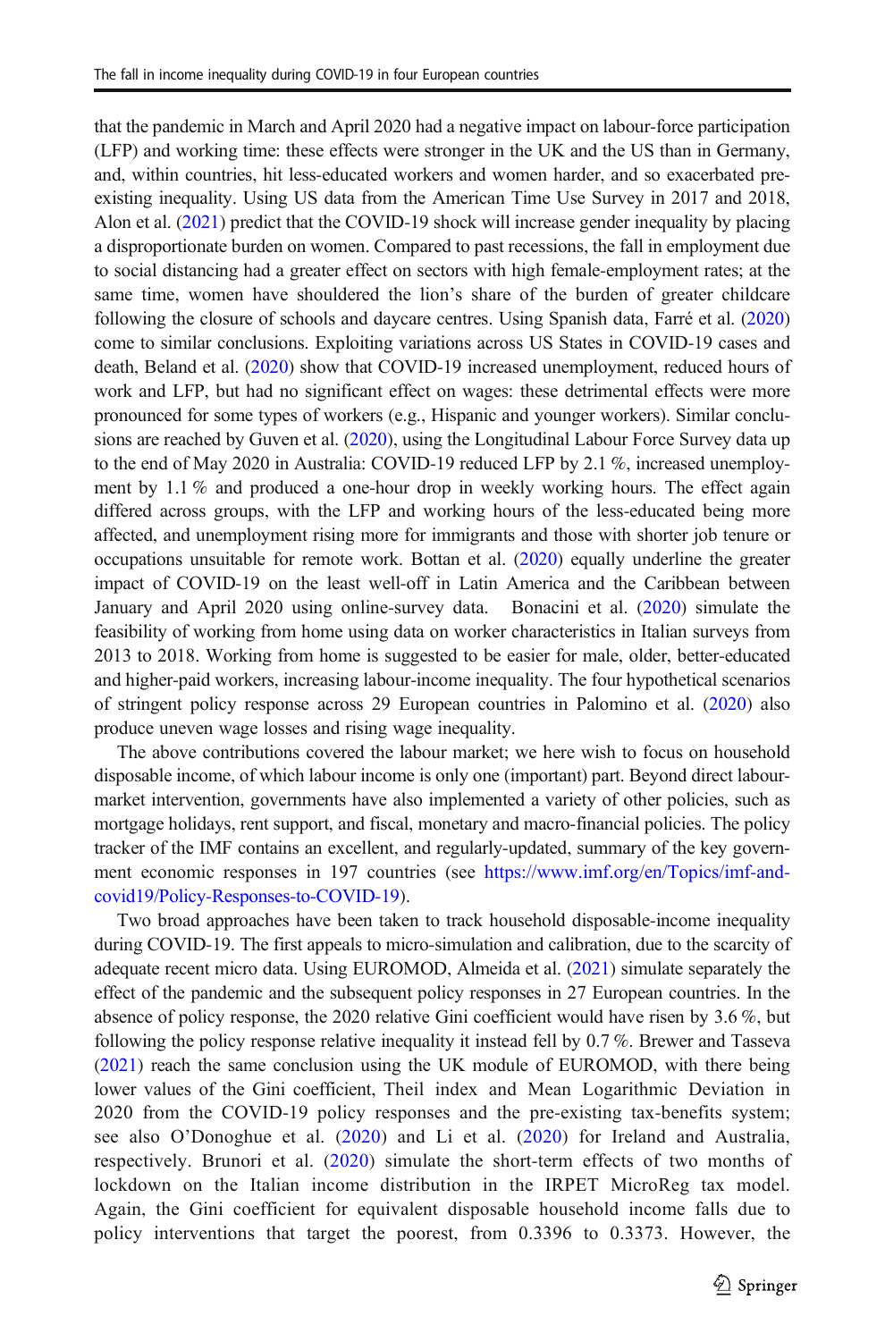that the pandemic in March and April 2020 had a negative impact on labour-force participation (LFP) and working time: these effects were stronger in the UK and the US than in Germany, and, within countries, hit less-educated workers and women harder, and so exacerbated pre-existing inequality. Using US data from the American Time Use Survey in 2017 and 2018, Alon et al. (2021) predict that the COVID-19 shock will increase gender inequality by placing a disproportionate burden on women. Compared to past recessions, the fall in employment due to social distancing had a greater effect on sectors with high female-employment rates; at the same time, women have shouldered the lion's share of the burden of greater childcare following the closure of schools and daycare centres. Using Spanish data, Farré et al. (2020) come to similar conclusions. Exploiting variations across US States in COVID-19 cases and death, Beland et al. (2020) show that COVID-19 increased unemployment, reduced hours of work and LFP, but had no significant effect on wages: these detrimental effects were more pronounced for some types of workers (e.g., Hispanic and younger workers). Similar conclusions are reached by Guven et al. (2020), using the Longitudinal Labour Force Survey data up to the end of May 2020 in Australia: COVID-19 reduced LFP by 2.1 %, increased unemployment by 1.1 % and produced a one-hour drop in weekly working hours. The effect again differed across groups, with the LFP and working hours of the less-educated being more affected, and unemployment rising more for immigrants and those with shorter job tenure or occupations unsuitable for remote work. Bottan et al. (2020) equally underline the greater impact of COVID-19 on the least well-off in Latin America and the Caribbean between January and April 2020 using online-survey data. Bonacini et al. (2020) simulate the feasibility of working from home using data on worker characteristics in Italian surveys from 2013 to 2018. Working from home is suggested to be easier for male, older, better-educated and higher-paid workers, increasing labour-income inequality. The four hypothetical scenarios of stringent policy response across 29 European countries in Palomino et al. (2020) also produce uneven wage losses and rising wage inequality.

The above contributions covered the labour market; we here wish to focus on household disposable income, of which labour income is only one (important) part. Beyond direct labour-market intervention, governments have also implemented a variety of other policies, such as mortgage holidays, rent support, and fiscal, monetary and macro-financial policies. The policy tracker of the IMF contains an excellent, and regularly-updated, summary of the key government economic responses in 197 countries (see https://www.imf.org/en/Topics/imf-and-covid19/Policy-Responses-to-COVID-19).

Two broad approaches have been taken to track household disposable-income inequality during COVID-19. The first appeals to micro-simulation and calibration, due to the scarcity of adequate recent micro data. Using EUROMOD, Almeida et al. (2021) simulate separately the effect of the pandemic and the subsequent policy responses in 27 European countries. In the absence of policy response, the 2020 relative Gini coefficient would have risen by 3.6 %, but following the policy response relative inequality it instead fell by 0.7 %. Brewer and Tasseva (2021) reach the same conclusion using the UK module of EUROMOD, with there being lower values of the Gini coefficient, Theil index and Mean Logarithmic Deviation in 2020 from the COVID-19 policy responses and the pre-existing tax-benefits system; see also O'Donoghue et al. (2020) and Li et al. (2020) for Ireland and Australia, respectively. Brunori et al. (2020) simulate the short-term effects of two months of lockdown on the Italian income distribution in the IRPET MicroReg tax model. Again, the Gini coefficient for equivalent disposable household income falls due to policy interventions that target the poorest, from 0.3396 to 0.3373. However, the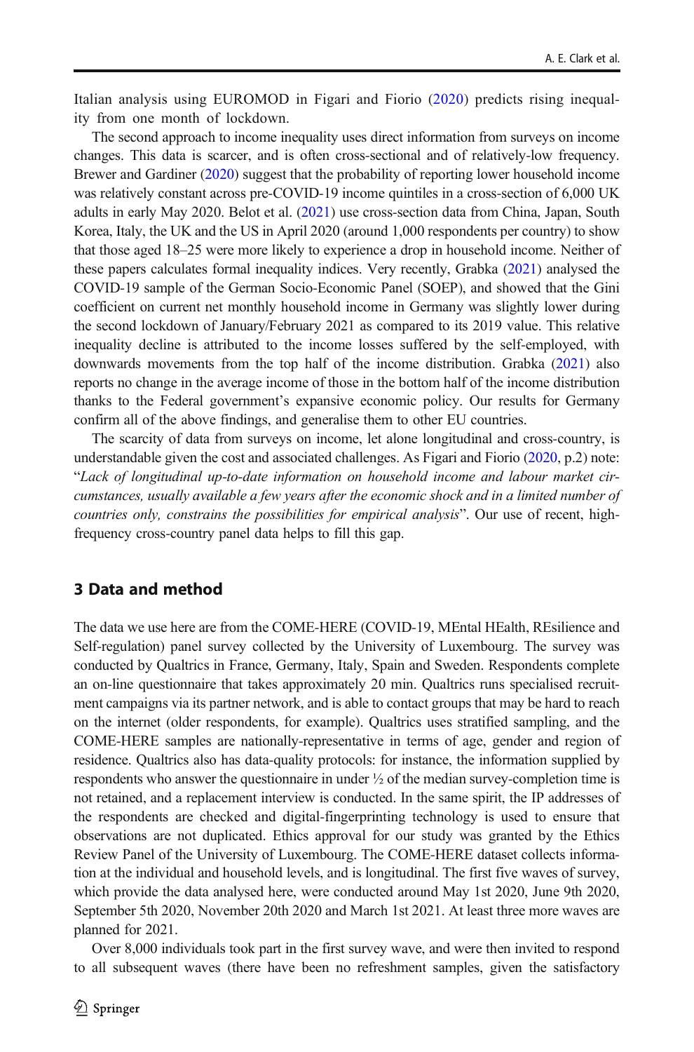Italian analysis using EUROMOD in Figari and Fiorio (2020) predicts rising inequality from one month of lockdown.

The second approach to income inequality uses direct information from surveys on income changes. This data is scarcer, and is often cross-sectional and of relatively-low frequency. Brewer and Gardiner (2020) suggest that the probability of reporting lower household income was relatively constant across pre-COVID-19 income quintiles in a cross-section of 6,000 UK adults in early May 2020. Belot et al. (2021) use cross-section data from China, Japan, South Korea, Italy, the UK and the US in April 2020 (around 1,000 respondents per country) to show that those aged 18–25 were more likely to experience a drop in household income. Neither of these papers calculates formal inequality indices. Very recently, Grabka (2021) analysed the COVID-19 sample of the German Socio-Economic Panel (SOEP), and showed that the Gini coefficient on current net monthly household income in Germany was slightly lower during the second lockdown of January/February 2021 as compared to its 2019 value. This relative inequality decline is attributed to the income losses suffered by the self-employed, with downwards movements from the top half of the income distribution. Grabka (2021) also reports no change in the average income of those in the bottom half of the income distribution thanks to the Federal government's expansive economic policy. Our results for Germany confirm all of the above findings, and generalise them to other EU countries.

The scarcity of data from surveys on income, let alone longitudinal and cross-country, is understandable given the cost and associated challenges. As Figari and Fiorio (2020, p.2) note: "*Lack of longitudinal up-to-date information on household income and labour market circumstances, usually available a few years after the economic shock and in a limited number of countries only, constrains the possibilities for empirical analysis*". Our use of recent, high-frequency cross-country panel data helps to fill this gap.

## 3 Data and method

The data we use here are from the COME-HERE (COVID-19, MEntal HEalth, REsilience and Self-regulation) panel survey collected by the University of Luxembourg. The survey was conducted by Qualtrics in France, Germany, Italy, Spain and Sweden. Respondents complete an on-line questionnaire that takes approximately 20 min. Qualtrics runs specialised recruitment campaigns via its partner network, and is able to contact groups that may be hard to reach on the internet (older respondents, for example). Qualtrics uses stratified sampling, and the COME-HERE samples are nationally-representative in terms of age, gender and region of residence. Qualtrics also has data-quality protocols: for instance, the information supplied by respondents who answer the questionnaire in under ½ of the median survey-completion time is not retained, and a replacement interview is conducted. In the same spirit, the IP addresses of the respondents are checked and digital-fingerprinting technology is used to ensure that observations are not duplicated. Ethics approval for our study was granted by the Ethics Review Panel of the University of Luxembourg. The COME-HERE dataset collects information at the individual and household levels, and is longitudinal. The first five waves of survey, which provide the data analysed here, were conducted around May 1st 2020, June 9th 2020, September 5th 2020, November 20th 2020 and March 1st 2021. At least three more waves are planned for 2021.

Over 8,000 individuals took part in the first survey wave, and were then invited to respond to all subsequent waves (there have been no refreshment samples, given the satisfactory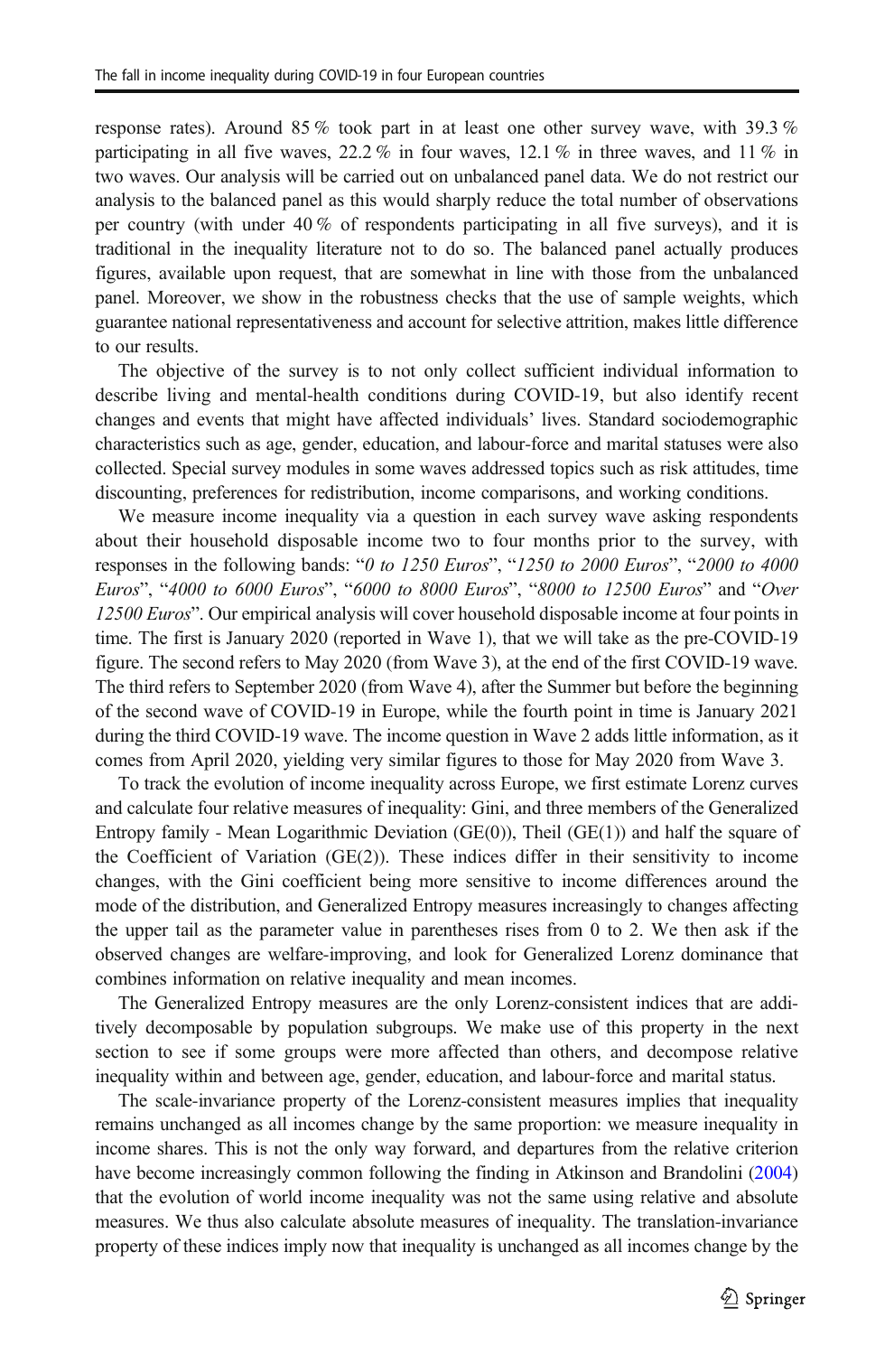response rates). Around 85 % took part in at least one other survey wave, with 39.3 % participating in all five waves, 22.2 % in four waves, 12.1 % in three waves, and 11 % in two waves. Our analysis will be carried out on unbalanced panel data. We do not restrict our analysis to the balanced panel as this would sharply reduce the total number of observations per country (with under 40 % of respondents participating in all five surveys), and it is traditional in the inequality literature not to do so. The balanced panel actually produces figures, available upon request, that are somewhat in line with those from the unbalanced panel. Moreover, we show in the robustness checks that the use of sample weights, which guarantee national representativeness and account for selective attrition, makes little difference to our results.

The objective of the survey is to not only collect sufficient individual information to describe living and mental-health conditions during COVID-19, but also identify recent changes and events that might have affected individuals' lives. Standard sociodemographic characteristics such as age, gender, education, and labour-force and marital statuses were also collected. Special survey modules in some waves addressed topics such as risk attitudes, time discounting, preferences for redistribution, income comparisons, and working conditions.

We measure income inequality via a question in each survey wave asking respondents about their household disposable income two to four months prior to the survey, with responses in the following bands: "*0 to 1250 Euros*", "*1250 to 2000 Euros*", "*2000 to 4000 Euros*", "*4000 to 6000 Euros*", "*6000 to 8000 Euros*", "*8000 to 12500 Euros*" and "*Over 12500 Euros*". Our empirical analysis will cover household disposable income at four points in time. The first is January 2020 (reported in Wave 1), that we will take as the pre-COVID-19 figure. The second refers to May 2020 (from Wave 3), at the end of the first COVID-19 wave. The third refers to September 2020 (from Wave 4), after the Summer but before the beginning of the second wave of COVID-19 in Europe, while the fourth point in time is January 2021 during the third COVID-19 wave. The income question in Wave 2 adds little information, as it comes from April 2020, yielding very similar figures to those for May 2020 from Wave 3.

To track the evolution of income inequality across Europe, we first estimate Lorenz curves and calculate four relative measures of inequality: Gini, and three members of the Generalized Entropy family - Mean Logarithmic Deviation (GE(0)), Theil (GE(1)) and half the square of the Coefficient of Variation (GE(2)). These indices differ in their sensitivity to income changes, with the Gini coefficient being more sensitive to income differences around the mode of the distribution, and Generalized Entropy measures increasingly to changes affecting the upper tail as the parameter value in parentheses rises from 0 to 2. We then ask if the observed changes are welfare-improving, and look for Generalized Lorenz dominance that combines information on relative inequality and mean incomes.

The Generalized Entropy measures are the only Lorenz-consistent indices that are additively decomposable by population subgroups. We make use of this property in the next section to see if some groups were more affected than others, and decompose relative inequality within and between age, gender, education, and labour-force and marital status.

The scale-invariance property of the Lorenz-consistent measures implies that inequality remains unchanged as all incomes change by the same proportion: we measure inequality in income shares. This is not the only way forward, and departures from the relative criterion have become increasingly common following the finding in Atkinson and Brandolini (2004) that the evolution of world income inequality was not the same using relative and absolute measures. We thus also calculate absolute measures of inequality. The translation-invariance property of these indices imply now that inequality is unchanged as all incomes change by the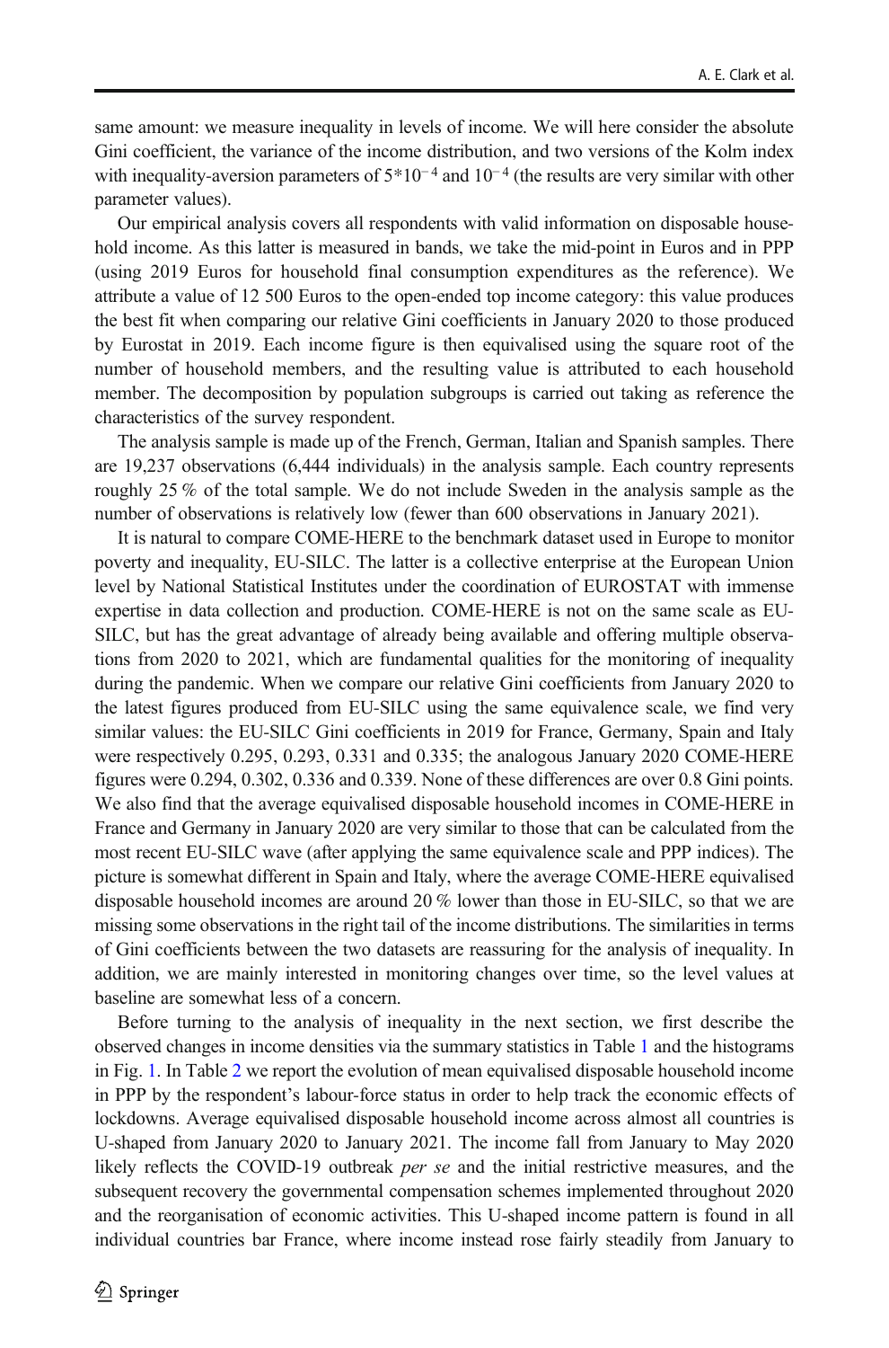same amount: we measure inequality in levels of income. We will here consider the absolute Gini coefficient, the variance of the income distribution, and two versions of the Kolm index with inequality-aversion parameters of $5*10^{-4}$ and $10^{-4}$ (the results are very similar with other parameter values).

Our empirical analysis covers all respondents with valid information on disposable household income. As this latter is measured in bands, we take the mid-point in Euros and in PPP (using 2019 Euros for household final consumption expenditures as the reference). We attribute a value of 12 500 Euros to the open-ended top income category: this value produces the best fit when comparing our relative Gini coefficients in January 2020 to those produced by Eurostat in 2019. Each income figure is then equivalised using the square root of the number of household members, and the resulting value is attributed to each household member. The decomposition by population subgroups is carried out taking as reference the characteristics of the survey respondent.

The analysis sample is made up of the French, German, Italian and Spanish samples. There are 19,237 observations (6,444 individuals) in the analysis sample. Each country represents roughly 25 % of the total sample. We do not include Sweden in the analysis sample as the number of observations is relatively low (fewer than 600 observations in January 2021).

It is natural to compare COME-HERE to the benchmark dataset used in Europe to monitor poverty and inequality, EU-SILC. The latter is a collective enterprise at the European Union level by National Statistical Institutes under the coordination of EUROSTAT with immense expertise in data collection and production. COME-HERE is not on the same scale as EU-SILC, but has the great advantage of already being available and offering multiple observations from 2020 to 2021, which are fundamental qualities for the monitoring of inequality during the pandemic. When we compare our relative Gini coefficients from January 2020 to the latest figures produced from EU-SILC using the same equivalence scale, we find very similar values: the EU-SILC Gini coefficients in 2019 for France, Germany, Spain and Italy were respectively 0.295, 0.293, 0.331 and 0.335; the analogous January 2020 COME-HERE figures were 0.294, 0.302, 0.336 and 0.339. None of these differences are over 0.8 Gini points. We also find that the average equivalised disposable household incomes in COME-HERE in France and Germany in January 2020 are very similar to those that can be calculated from the most recent EU-SILC wave (after applying the same equivalence scale and PPP indices). The picture is somewhat different in Spain and Italy, where the average COME-HERE equivalised disposable household incomes are around 20 % lower than those in EU-SILC, so that we are missing some observations in the right tail of the income distributions. The similarities in terms of Gini coefficients between the two datasets are reassuring for the analysis of inequality. In addition, we are mainly interested in monitoring changes over time, so the level values at baseline are somewhat less of a concern.

Before turning to the analysis of inequality in the next section, we first describe the observed changes in income densities via the summary statistics in Table 1 and the histograms in Fig. 1. In Table 2 we report the evolution of mean equivalised disposable household income in PPP by the respondent's labour-force status in order to help track the economic effects of lockdowns. Average equivalised disposable household income across almost all countries is U-shaped from January 2020 to January 2021. The income fall from January to May 2020 likely reflects the COVID-19 outbreak *per se* and the initial restrictive measures, and the subsequent recovery the governmental compensation schemes implemented throughout 2020 and the reorganisation of economic activities. This U-shaped income pattern is found in all individual countries bar France, where income instead rose fairly steadily from January to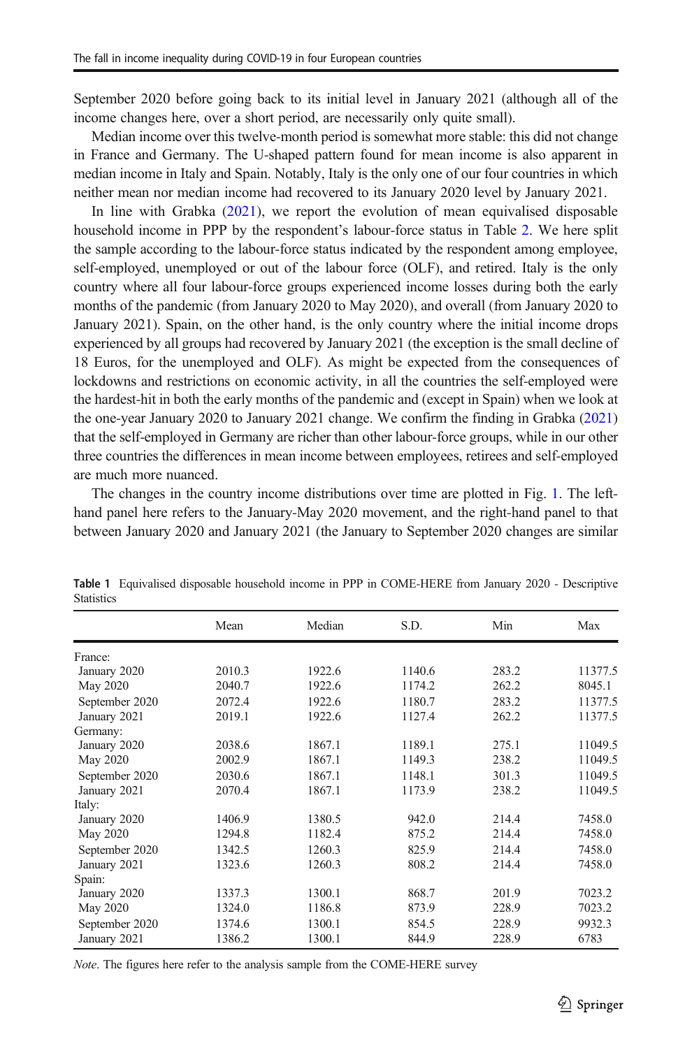September 2020 before going back to its initial level in January 2021 (although all of the income changes here, over a short period, are necessarily only quite small).

Median income over this twelve-month period is somewhat more stable: this did not change in France and Germany. The U-shaped pattern found for mean income is also apparent in median income in Italy and Spain. Notably, Italy is the only one of our four countries in which neither mean nor median income had recovered to its January 2020 level by January 2021.

In line with Grabka (2021), we report the evolution of mean equivalised disposable household income in PPP by the respondent's labour-force status in Table 2. We here split the sample according to the labour-force status indicated by the respondent among employee, self-employed, unemployed or out of the labour force (OLF), and retired. Italy is the only country where all four labour-force groups experienced income losses during both the early months of the pandemic (from January 2020 to May 2020), and overall (from January 2020 to January 2021). Spain, on the other hand, is the only country where the initial income drops experienced by all groups had recovered by January 2021 (the exception is the small decline of 18 Euros, for the unemployed and OLF). As might be expected from the consequences of lockdowns and restrictions on economic activity, in all the countries the self-employed were the hardest-hit in both the early months of the pandemic and (except in Spain) when we look at the one-year January 2020 to January 2021 change. We confirm the finding in Grabka (2021) that the self-employed in Germany are richer than other labour-force groups, while in our other three countries the differences in mean income between employees, retirees and self-employed are much more nuanced.

The changes in the country income distributions over time are plotted in Fig. 1. The left-hand panel here refers to the January-May 2020 movement, and the right-hand panel to that between January 2020 and January 2021 (the January to September 2020 changes are similar

**Table 1** Equivalised disposable household income in PPP in COME-HERE from January 2020 - Descriptive Statistics

| | Mean | Median | S.D. | Min | Max |
|---|---|---|---|---|---|
| France: | | | | | |
| January 2020 | 2010.3 | 1922.6 | 1140.6 | 283.2 | 11377.5 |
| May 2020 | 2040.7 | 1922.6 | 1174.2 | 262.2 | 8045.1 |
| September 2020 | 2072.4 | 1922.6 | 1180.7 | 283.2 | 11377.5 |
| January 2021 | 2019.1 | 1922.6 | 1127.4 | 262.2 | 11377.5 |
| Germany: | | | | | |
| January 2020 | 2038.6 | 1867.1 | 1189.1 | 275.1 | 11049.5 |
| May 2020 | 2002.9 | 1867.1 | 1149.3 | 238.2 | 11049.5 |
| September 2020 | 2030.6 | 1867.1 | 1148.1 | 301.3 | 11049.5 |
| January 2021 | 2070.4 | 1867.1 | 1173.9 | 238.2 | 11049.5 |
| Italy: | | | | | |
| January 2020 | 1406.9 | 1380.5 | 942.0 | 214.4 | 7458.0 |
| May 2020 | 1294.8 | 1182.4 | 875.2 | 214.4 | 7458.0 |
| September 2020 | 1342.5 | 1260.3 | 825.9 | 214.4 | 7458.0 |
| January 2021 | 1323.6 | 1260.3 | 808.2 | 214.4 | 7458.0 |
| Spain: | | | | | |
| January 2020 | 1337.3 | 1300.1 | 868.7 | 201.9 | 7023.2 |
| May 2020 | 1324.0 | 1186.8 | 873.9 | 228.9 | 7023.2 |
| September 2020 | 1374.6 | 1300.1 | 854.5 | 228.9 | 9932.3 |
| January 2021 | 1386.2 | 1300.1 | 844.9 | 228.9 | 6783 |

*Note*. The figures here refer to the analysis sample from the COME-HERE survey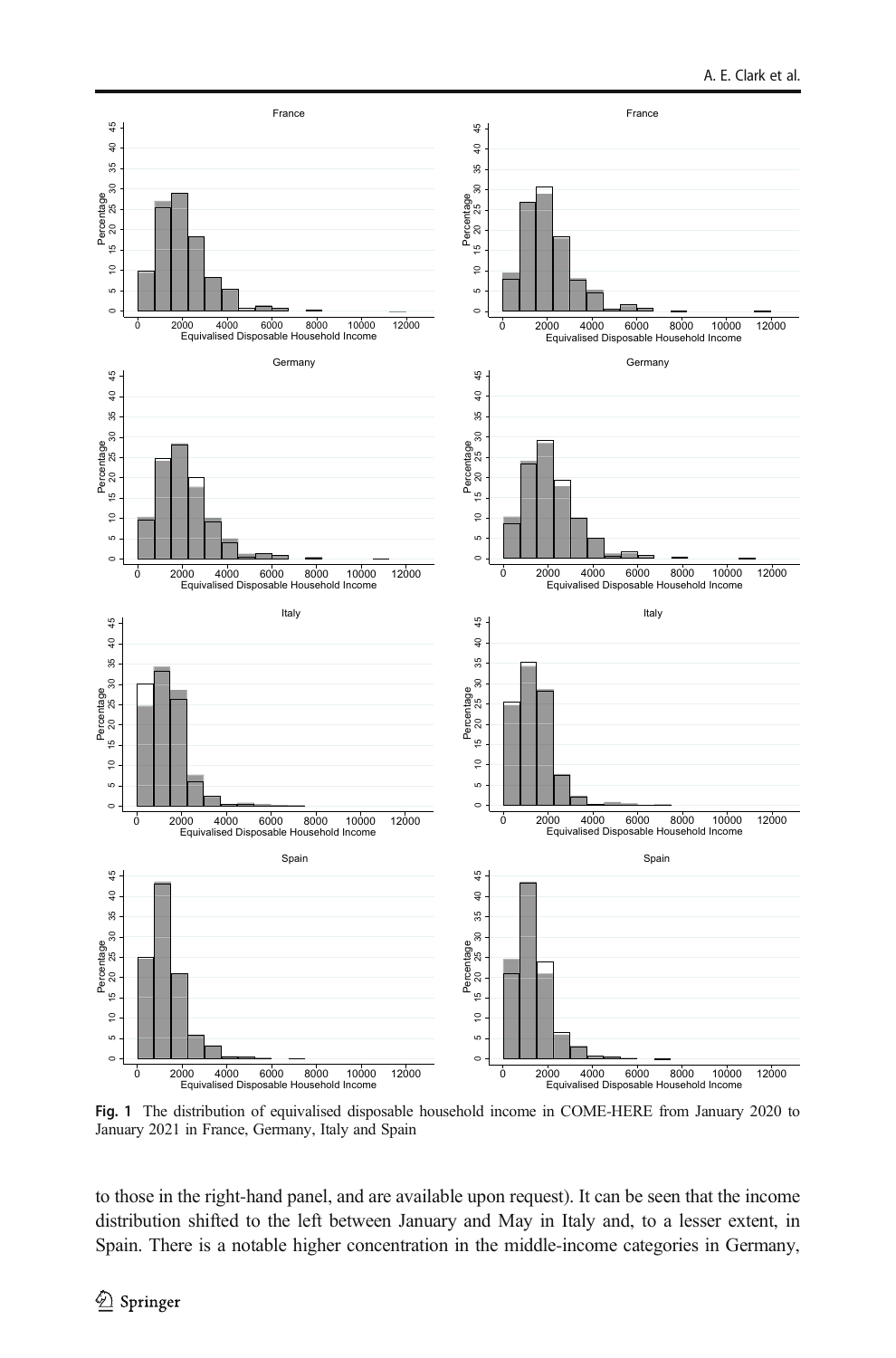Fig. 1 The distribution of equivalised disposable household income in COME-HERE from January 2020 to January 2021 in France, Germany, Italy and Spain

to those in the right-hand panel, and are available upon request). It can be seen that the income distribution shifted to the left between January and May in Italy and, to a lesser extent, in Spain. There is a notable higher concentration in the middle-income categories in Germany,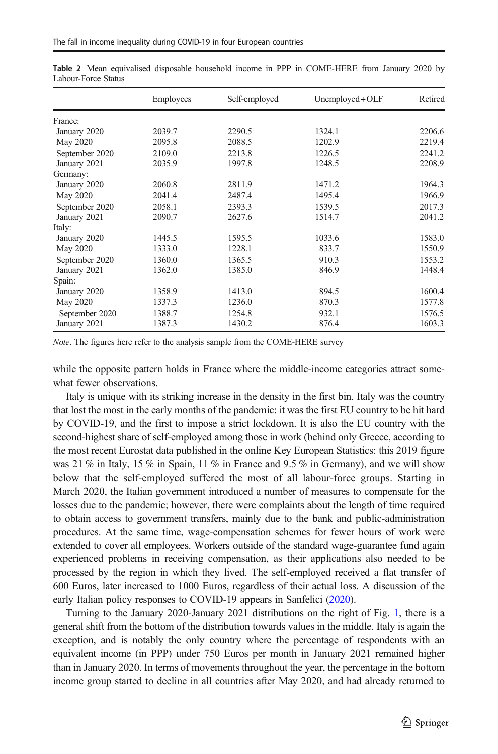**Table 2** Mean equivalised disposable household income in PPP in COME-HERE from January 2020 by Labour-Force Status

| | Employees | Self-employed | Unemployed+OLF | Retired |
|---|---|---|---|---|
| France: | | | | |
| January 2020 | 2039.7 | 2290.5 | 1324.1 | 2206.6 |
| May 2020 | 2095.8 | 2088.5 | 1202.9 | 2219.4 |
| September 2020 | 2109.0 | 2213.8 | 1226.5 | 2241.2 |
| January 2021 | 2035.9 | 1997.8 | 1248.5 | 2208.9 |
| Germany: | | | | |
| January 2020 | 2060.8 | 2811.9 | 1471.2 | 1964.3 |
| May 2020 | 2041.4 | 2487.4 | 1495.4 | 1966.9 |
| September 2020 | 2058.1 | 2393.3 | 1539.5 | 2017.3 |
| January 2021 | 2090.7 | 2627.6 | 1514.7 | 2041.2 |
| Italy: | | | | |
| January 2020 | 1445.5 | 1595.5 | 1033.6 | 1583.0 |
| May 2020 | 1333.0 | 1228.1 | 833.7 | 1550.9 |
| September 2020 | 1360.0 | 1365.5 | 910.3 | 1553.2 |
| January 2021 | 1362.0 | 1385.0 | 846.9 | 1448.4 |
| Spain: | | | | |
| January 2020 | 1358.9 | 1413.0 | 894.5 | 1600.4 |
| May 2020 | 1337.3 | 1236.0 | 870.3 | 1577.8 |
| September 2020 | 1388.7 | 1254.8 | 932.1 | 1576.5 |
| January 2021 | 1387.3 | 1430.2 | 876.4 | 1603.3 |

*Note*. The figures here refer to the analysis sample from the COME-HERE survey

while the opposite pattern holds in France where the middle-income categories attract somewhat fewer observations.

Italy is unique with its striking increase in the density in the first bin. Italy was the country that lost the most in the early months of the pandemic: it was the first EU country to be hit hard by COVID-19, and the first to impose a strict lockdown. It is also the EU country with the second-highest share of self-employed among those in work (behind only Greece, according to the most recent Eurostat data published in the online Key European Statistics: this 2019 figure was 21 % in Italy, 15 % in Spain, 11 % in France and 9.5 % in Germany), and we will show below that the self-employed suffered the most of all labour-force groups. Starting in March 2020, the Italian government introduced a number of measures to compensate for the losses due to the pandemic; however, there were complaints about the length of time required to obtain access to government transfers, mainly due to the bank and public-administration procedures. At the same time, wage-compensation schemes for fewer hours of work were extended to cover all employees. Workers outside of the standard wage-guarantee fund again experienced problems in receiving compensation, as their applications also needed to be processed by the region in which they lived. The self-employed received a flat transfer of 600 Euros, later increased to 1000 Euros, regardless of their actual loss. A discussion of the early Italian policy responses to COVID-19 appears in Sanfelici (2020).

Turning to the January 2020-January 2021 distributions on the right of Fig. 1, there is a general shift from the bottom of the distribution towards values in the middle. Italy is again the exception, and is notably the only country where the percentage of respondents with an equivalent income (in PPP) under 750 Euros per month in January 2021 remained higher than in January 2020. In terms of movements throughout the year, the percentage in the bottom income group started to decline in all countries after May 2020, and had already returned to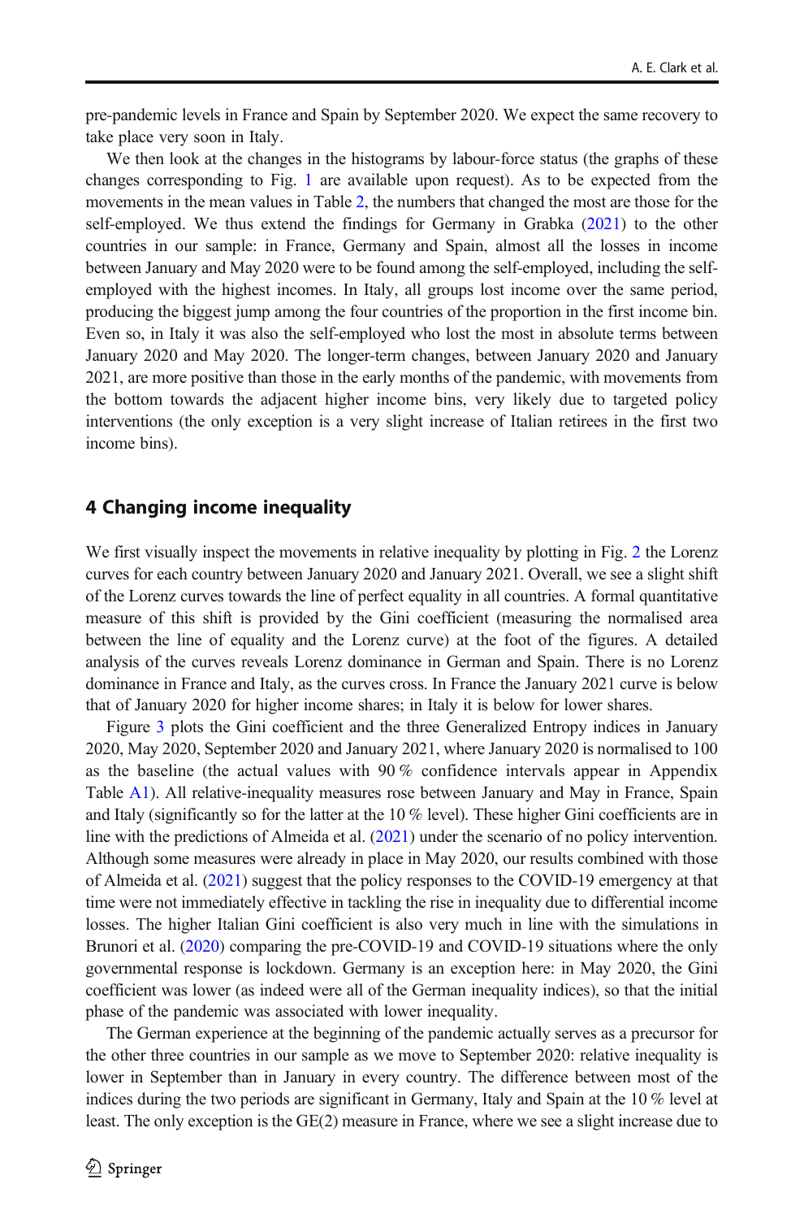pre-pandemic levels in France and Spain by September 2020. We expect the same recovery to take place very soon in Italy.

We then look at the changes in the histograms by labour-force status (the graphs of these changes corresponding to Fig. 1 are available upon request). As to be expected from the movements in the mean values in Table 2, the numbers that changed the most are those for the self-employed. We thus extend the findings for Germany in Grabka (2021) to the other countries in our sample: in France, Germany and Spain, almost all the losses in income between January and May 2020 were to be found among the self-employed, including the self-employed with the highest incomes. In Italy, all groups lost income over the same period, producing the biggest jump among the four countries of the proportion in the first income bin. Even so, in Italy it was also the self-employed who lost the most in absolute terms between January 2020 and May 2020. The longer-term changes, between January 2020 and January 2021, are more positive than those in the early months of the pandemic, with movements from the bottom towards the adjacent higher income bins, very likely due to targeted policy interventions (the only exception is a very slight increase of Italian retirees in the first two income bins).

## 4 Changing income inequality

We first visually inspect the movements in relative inequality by plotting in Fig. 2 the Lorenz curves for each country between January 2020 and January 2021. Overall, we see a slight shift of the Lorenz curves towards the line of perfect equality in all countries. A formal quantitative measure of this shift is provided by the Gini coefficient (measuring the normalised area between the line of equality and the Lorenz curve) at the foot of the figures. A detailed analysis of the curves reveals Lorenz dominance in German and Spain. There is no Lorenz dominance in France and Italy, as the curves cross. In France the January 2021 curve is below that of January 2020 for higher income shares; in Italy it is below for lower shares.

Figure 3 plots the Gini coefficient and the three Generalized Entropy indices in January 2020, May 2020, September 2020 and January 2021, where January 2020 is normalised to 100 as the baseline (the actual values with 90 % confidence intervals appear in Appendix Table A1). All relative-inequality measures rose between January and May in France, Spain and Italy (significantly so for the latter at the 10 % level). These higher Gini coefficients are in line with the predictions of Almeida et al. (2021) under the scenario of no policy intervention. Although some measures were already in place in May 2020, our results combined with those of Almeida et al. (2021) suggest that the policy responses to the COVID-19 emergency at that time were not immediately effective in tackling the rise in inequality due to differential income losses. The higher Italian Gini coefficient is also very much in line with the simulations in Brunori et al. (2020) comparing the pre-COVID-19 and COVID-19 situations where the only governmental response is lockdown. Germany is an exception here: in May 2020, the Gini coefficient was lower (as indeed were all of the German inequality indices), so that the initial phase of the pandemic was associated with lower inequality.

The German experience at the beginning of the pandemic actually serves as a precursor for the other three countries in our sample as we move to September 2020: relative inequality is lower in September than in January in every country. The difference between most of the indices during the two periods are significant in Germany, Italy and Spain at the 10 % level at least. The only exception is the GE(2) measure in France, where we see a slight increase due to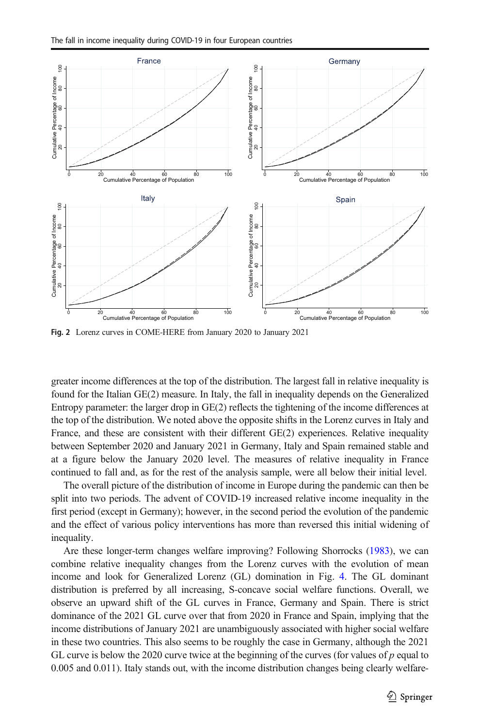Fig. 2 Lorenz curves in COME-HERE from January 2020 to January 2021

greater income differences at the top of the distribution. The largest fall in relative inequality is found for the Italian GE(2) measure. In Italy, the fall in inequality depends on the Generalized Entropy parameter: the larger drop in GE(2) reflects the tightening of the income differences at the top of the distribution. We noted above the opposite shifts in the Lorenz curves in Italy and France, and these are consistent with their different GE(2) experiences. Relative inequality between September 2020 and January 2021 in Germany, Italy and Spain remained stable and at a figure below the January 2020 level. The measures of relative inequality in France continued to fall and, as for the rest of the analysis sample, were all below their initial level.

The overall picture of the distribution of income in Europe during the pandemic can then be split into two periods. The advent of COVID-19 increased relative income inequality in the first period (except in Germany); however, in the second period the evolution of the pandemic and the effect of various policy interventions has more than reversed this initial widening of inequality.

Are these longer-term changes welfare improving? Following Shorrocks (1983), we can combine relative inequality changes from the Lorenz curves with the evolution of mean income and look for Generalized Lorenz (GL) domination in Fig. 4. The GL dominant distribution is preferred by all increasing, S-concave social welfare functions. Overall, we observe an upward shift of the GL curves in France, Germany and Spain. There is strict dominance of the 2021 GL curve over that from 2020 in France and Spain, implying that the income distributions of January 2021 are unambiguously associated with higher social welfare in these two countries. This also seems to be roughly the case in Germany, although the 2021 GL curve is below the 2020 curve twice at the beginning of the curves (for values of $p$ equal to 0.005 and 0.011). Italy stands out, with the income distribution changes being clearly welfare-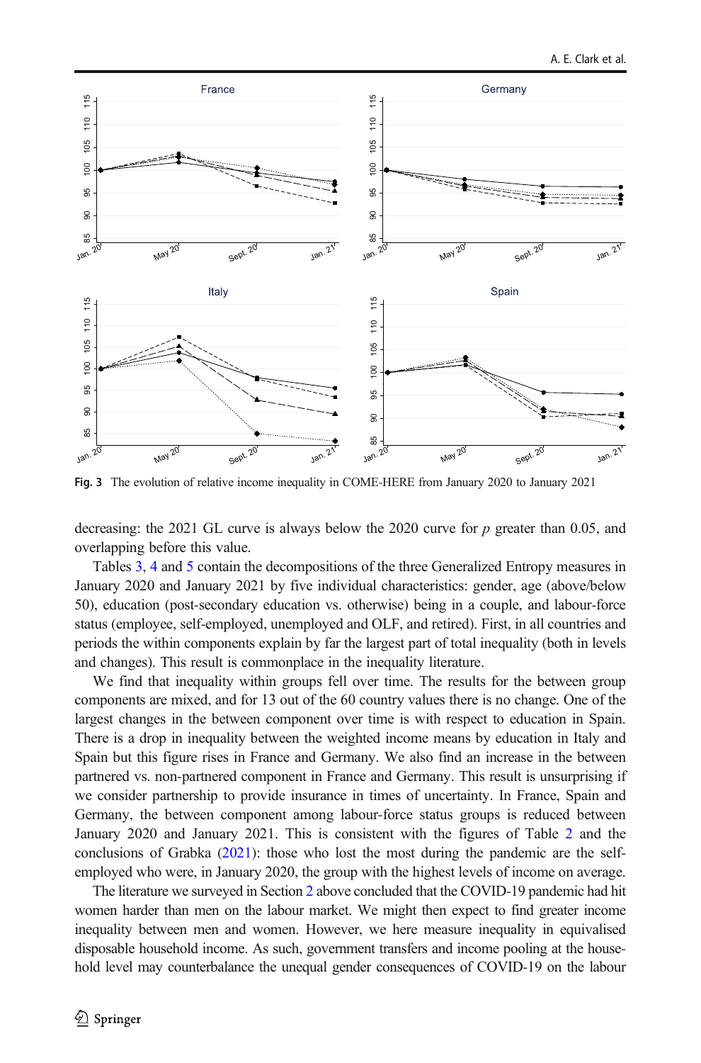Fig. 3 The evolution of relative income inequality in COME-HERE from January 2020 to January 2021

decreasing: the 2021 GL curve is always below the 2020 curve for $p$ greater than 0.05, and overlapping before this value.

Tables 3, 4 and 5 contain the decompositions of the three Generalized Entropy measures in January 2020 and January 2021 by five individual characteristics: gender, age (above/below 50), education (post-secondary education vs. otherwise) being in a couple, and labour-force status (employee, self-employed, unemployed and OLF, and retired). First, in all countries and periods the within components explain by far the largest part of total inequality (both in levels and changes). This result is commonplace in the inequality literature.

We find that inequality within groups fell over time. The results for the between group components are mixed, and for 13 out of the 60 country values there is no change. One of the largest changes in the between component over time is with respect to education in Spain. There is a drop in inequality between the weighted income means by education in Italy and Spain but this figure rises in France and Germany. We also find an increase in the between partnered vs. non-partnered component in France and Germany. This result is unsurprising if we consider partnership to provide insurance in times of uncertainty. In France, Spain and Germany, the between component among labour-force status groups is reduced between January 2020 and January 2021. This is consistent with the figures of Table 2 and the conclusions of Grabka (2021): those who lost the most during the pandemic are the self-employed who were, in January 2020, the group with the highest levels of income on average.

The literature we surveyed in Section 2 above concluded that the COVID-19 pandemic had hit women harder than men on the labour market. We might then expect to find greater income inequality between men and women. However, we here measure inequality in equivalised disposable household income. As such, government transfers and income pooling at the household level may counterbalance the unequal gender consequences of COVID-19 on the labour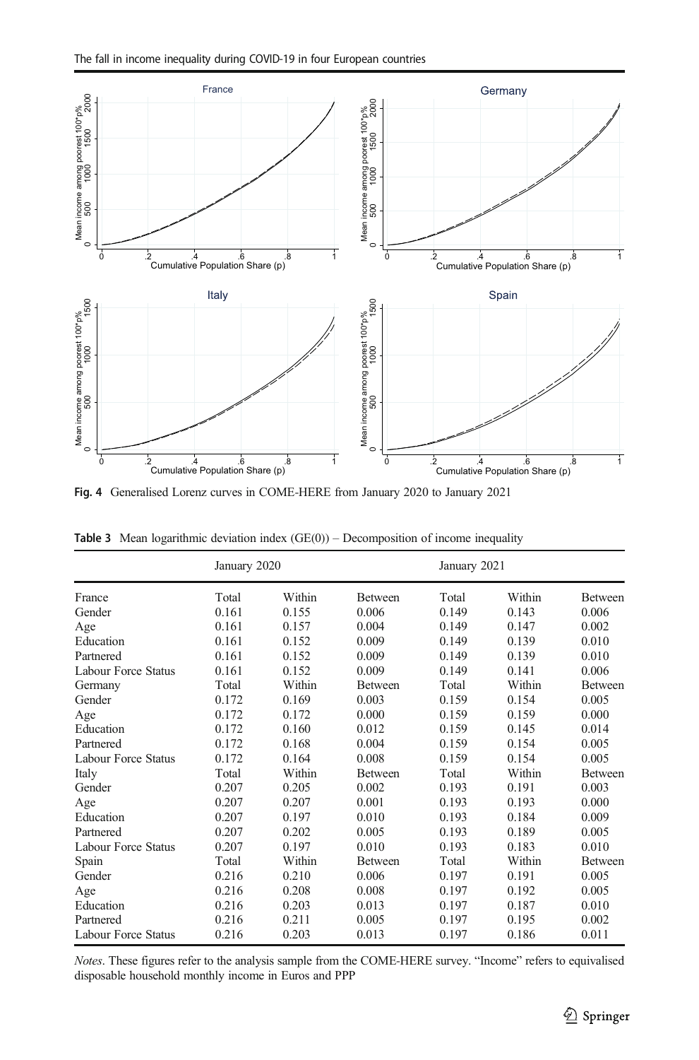**Fig. 4** Generalised Lorenz curves in COME-HERE from January 2020 to January 2021

**Table 3** Mean logarithmic deviation index (GE(0)) – Decomposition of income inequality

| | January 2020 | | | January 2021 | | |
|---|---|---|---|---|---|---|
| France | Total | Within | Between | Total | Within | Between |
| Gender | 0.161 | 0.155 | 0.006 | 0.149 | 0.143 | 0.006 |
| Age | 0.161 | 0.157 | 0.004 | 0.149 | 0.147 | 0.002 |
| Education | 0.161 | 0.152 | 0.009 | 0.149 | 0.139 | 0.010 |
| Partnered | 0.161 | 0.152 | 0.009 | 0.149 | 0.139 | 0.010 |
| Labour Force Status | 0.161 | 0.152 | 0.009 | 0.149 | 0.141 | 0.006 |
| Germany | Total | Within | Between | Total | Within | Between |
| Gender | 0.172 | 0.169 | 0.003 | 0.159 | 0.154 | 0.005 |
| Age | 0.172 | 0.172 | 0.000 | 0.159 | 0.159 | 0.000 |
| Education | 0.172 | 0.160 | 0.012 | 0.159 | 0.145 | 0.014 |
| Partnered | 0.172 | 0.168 | 0.004 | 0.159 | 0.154 | 0.005 |
| Labour Force Status | 0.172 | 0.164 | 0.008 | 0.159 | 0.154 | 0.005 |
| Italy | Total | Within | Between | Total | Within | Between |
| Gender | 0.207 | 0.205 | 0.002 | 0.193 | 0.191 | 0.003 |
| Age | 0.207 | 0.207 | 0.001 | 0.193 | 0.193 | 0.000 |
| Education | 0.207 | 0.197 | 0.010 | 0.193 | 0.184 | 0.009 |
| Partnered | 0.207 | 0.202 | 0.005 | 0.193 | 0.189 | 0.005 |
| Labour Force Status | 0.207 | 0.197 | 0.010 | 0.193 | 0.183 | 0.010 |
| Spain | Total | Within | Between | Total | Within | Between |
| Gender | 0.216 | 0.210 | 0.006 | 0.197 | 0.191 | 0.005 |
| Age | 0.216 | 0.208 | 0.008 | 0.197 | 0.192 | 0.005 |
| Education | 0.216 | 0.203 | 0.013 | 0.197 | 0.187 | 0.010 |
| Partnered | 0.216 | 0.211 | 0.005 | 0.197 | 0.195 | 0.002 |
| Labour Force Status | 0.216 | 0.203 | 0.013 | 0.197 | 0.186 | 0.011 |

*Notes*. These figures refer to the analysis sample from the COME-HERE survey. "Income" refers to equivalised disposable household monthly income in Euros and PPP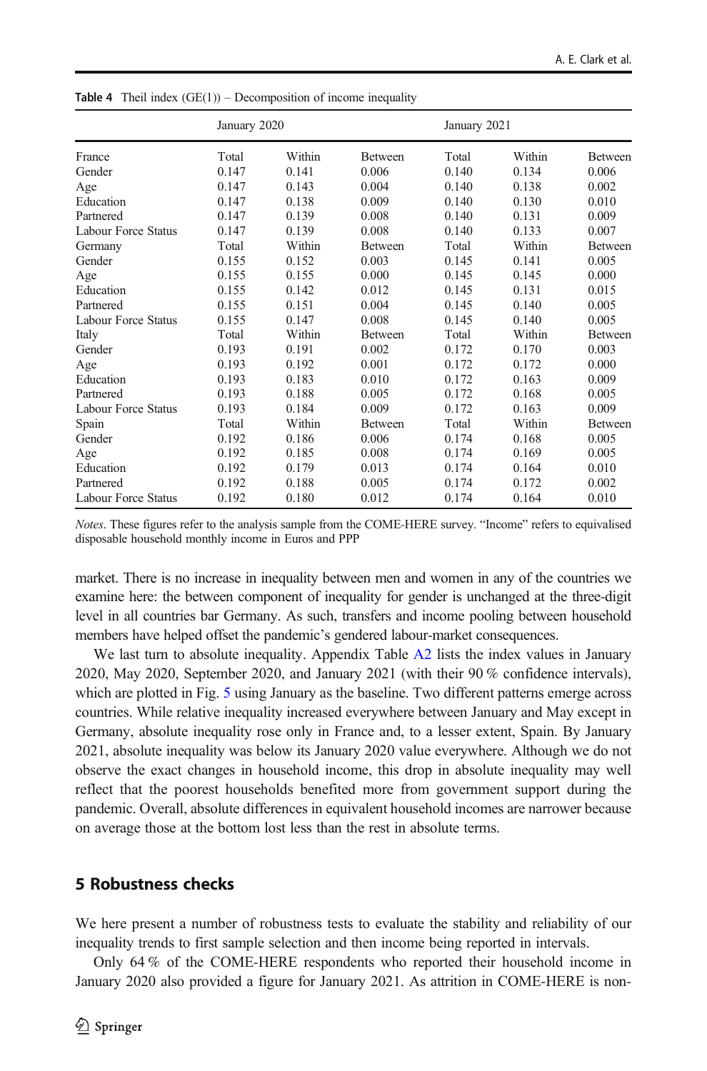**Table 4** Theil index (GE(1)) – Decomposition of income inequality

| | January 2020 | | | January 2021 | | |
|---|---|---|---|---|---|---|
| France | Total | Within | Between | Total | Within | Between |
| Gender | 0.147 | 0.141 | 0.006 | 0.140 | 0.134 | 0.006 |
| Age | 0.147 | 0.143 | 0.004 | 0.140 | 0.138 | 0.002 |
| Education | 0.147 | 0.138 | 0.009 | 0.140 | 0.130 | 0.010 |
| Partnered | 0.147 | 0.139 | 0.008 | 0.140 | 0.131 | 0.009 |
| Labour Force Status | 0.147 | 0.139 | 0.008 | 0.140 | 0.133 | 0.007 |
| Germany | Total | Within | Between | Total | Within | Between |
| Gender | 0.155 | 0.152 | 0.003 | 0.145 | 0.141 | 0.005 |
| Age | 0.155 | 0.155 | 0.000 | 0.145 | 0.145 | 0.000 |
| Education | 0.155 | 0.142 | 0.012 | 0.145 | 0.131 | 0.015 |
| Partnered | 0.155 | 0.151 | 0.004 | 0.145 | 0.140 | 0.005 |
| Labour Force Status | 0.155 | 0.147 | 0.008 | 0.145 | 0.140 | 0.005 |
| Italy | Total | Within | Between | Total | Within | Between |
| Gender | 0.193 | 0.191 | 0.002 | 0.172 | 0.170 | 0.003 |
| Age | 0.193 | 0.192 | 0.001 | 0.172 | 0.172 | 0.000 |
| Education | 0.193 | 0.183 | 0.010 | 0.172 | 0.163 | 0.009 |
| Partnered | 0.193 | 0.188 | 0.005 | 0.172 | 0.168 | 0.005 |
| Labour Force Status | 0.193 | 0.184 | 0.009 | 0.172 | 0.163 | 0.009 |
| Spain | Total | Within | Between | Total | Within | Between |
| Gender | 0.192 | 0.186 | 0.006 | 0.174 | 0.168 | 0.005 |
| Age | 0.192 | 0.185 | 0.008 | 0.174 | 0.169 | 0.005 |
| Education | 0.192 | 0.179 | 0.013 | 0.174 | 0.164 | 0.010 |
| Partnered | 0.192 | 0.188 | 0.005 | 0.174 | 0.172 | 0.002 |
| Labour Force Status | 0.192 | 0.180 | 0.012 | 0.174 | 0.164 | 0.010 |

*Notes*. These figures refer to the analysis sample from the COME-HERE survey. "Income" refers to equivalised disposable household monthly income in Euros and PPP

market. There is no increase in inequality between men and women in any of the countries we examine here: the between component of inequality for gender is unchanged at the three-digit level in all countries bar Germany. As such, transfers and income pooling between household members have helped offset the pandemic's gendered labour-market consequences.

We last turn to absolute inequality. Appendix Table A2 lists the index values in January 2020, May 2020, September 2020, and January 2021 (with their 90 % confidence intervals), which are plotted in Fig. 5 using January as the baseline. Two different patterns emerge across countries. While relative inequality increased everywhere between January and May except in Germany, absolute inequality rose only in France and, to a lesser extent, Spain. By January 2021, absolute inequality was below its January 2020 value everywhere. Although we do not observe the exact changes in household income, this drop in absolute inequality may well reflect that the poorest households benefited more from government support during the pandemic. Overall, absolute differences in equivalent household incomes are narrower because on average those at the bottom lost less than the rest in absolute terms.

## 5 Robustness checks

We here present a number of robustness tests to evaluate the stability and reliability of our inequality trends to first sample selection and then income being reported in intervals.

Only 64 % of the COME-HERE respondents who reported their household income in January 2020 also provided a figure for January 2021. As attrition in COME-HERE is non-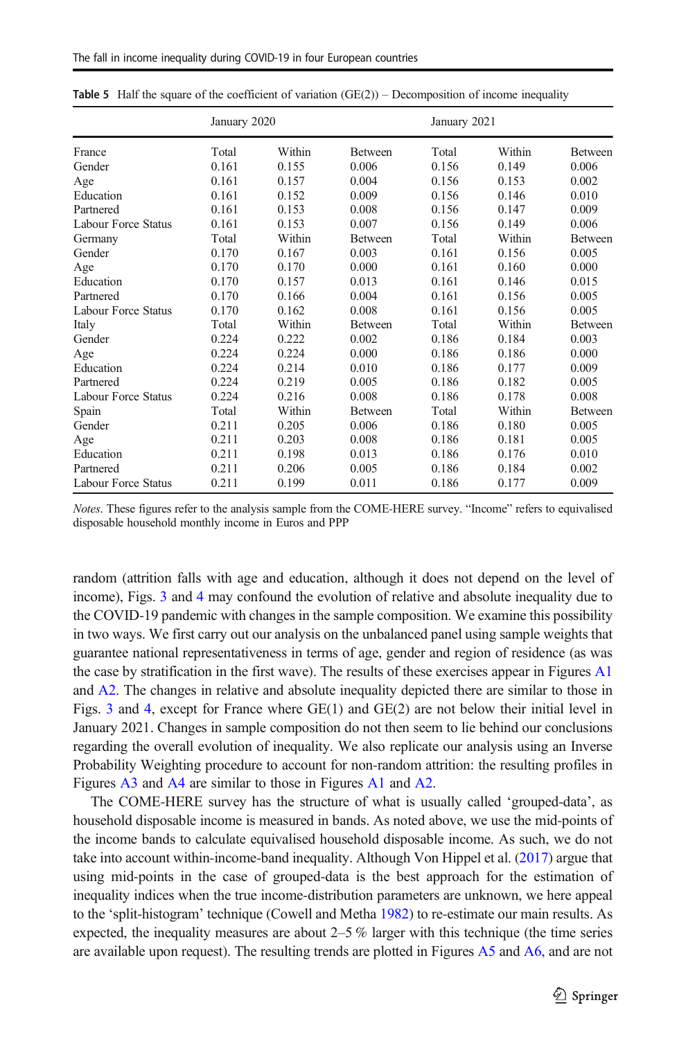**Table 5** Half the square of the coefficient of variation (GE(2)) – Decomposition of income inequality

| | January 2020 | | | January 2021 | | |
|---|---|---|---|---|---|---|
| France | Total | Within | Between | Total | Within | Between |
| Gender | 0.161 | 0.155 | 0.006 | 0.156 | 0.149 | 0.006 |
| Age | 0.161 | 0.157 | 0.004 | 0.156 | 0.153 | 0.002 |
| Education | 0.161 | 0.152 | 0.009 | 0.156 | 0.146 | 0.010 |
| Partnered | 0.161 | 0.153 | 0.008 | 0.156 | 0.147 | 0.009 |
| Labour Force Status | 0.161 | 0.153 | 0.007 | 0.156 | 0.149 | 0.006 |
| Germany | Total | Within | Between | Total | Within | Between |
| Gender | 0.170 | 0.167 | 0.003 | 0.161 | 0.156 | 0.005 |
| Age | 0.170 | 0.170 | 0.000 | 0.161 | 0.160 | 0.000 |
| Education | 0.170 | 0.157 | 0.013 | 0.161 | 0.146 | 0.015 |
| Partnered | 0.170 | 0.166 | 0.004 | 0.161 | 0.156 | 0.005 |
| Labour Force Status | 0.170 | 0.162 | 0.008 | 0.161 | 0.156 | 0.005 |
| Italy | Total | Within | Between | Total | Within | Between |
| Gender | 0.224 | 0.222 | 0.002 | 0.186 | 0.184 | 0.003 |
| Age | 0.224 | 0.224 | 0.000 | 0.186 | 0.186 | 0.000 |
| Education | 0.224 | 0.214 | 0.010 | 0.186 | 0.177 | 0.009 |
| Partnered | 0.224 | 0.219 | 0.005 | 0.186 | 0.182 | 0.005 |
| Labour Force Status | 0.224 | 0.216 | 0.008 | 0.186 | 0.178 | 0.008 |
| Spain | Total | Within | Between | Total | Within | Between |
| Gender | 0.211 | 0.205 | 0.006 | 0.186 | 0.180 | 0.005 |
| Age | 0.211 | 0.203 | 0.008 | 0.186 | 0.181 | 0.005 |
| Education | 0.211 | 0.198 | 0.013 | 0.186 | 0.176 | 0.010 |
| Partnered | 0.211 | 0.206 | 0.005 | 0.186 | 0.184 | 0.002 |
| Labour Force Status | 0.211 | 0.199 | 0.011 | 0.186 | 0.177 | 0.009 |

*Notes*. These figures refer to the analysis sample from the COME-HERE survey. "Income" refers to equivalised disposable household monthly income in Euros and PPP

random (attrition falls with age and education, although it does not depend on the level of income), Figs. 3 and 4 may confound the evolution of relative and absolute inequality due to the COVID-19 pandemic with changes in the sample composition. We examine this possibility in two ways. We first carry out our analysis on the unbalanced panel using sample weights that guarantee national representativeness in terms of age, gender and region of residence (as was the case by stratification in the first wave). The results of these exercises appear in Figures A1 and A2. The changes in relative and absolute inequality depicted there are similar to those in Figs. 3 and 4, except for France where GE(1) and GE(2) are not below their initial level in January 2021. Changes in sample composition do not then seem to lie behind our conclusions regarding the overall evolution of inequality. We also replicate our analysis using an Inverse Probability Weighting procedure to account for non-random attrition: the resulting profiles in Figures A3 and A4 are similar to those in Figures A1 and A2.

The COME-HERE survey has the structure of what is usually called 'grouped-data', as household disposable income is measured in bands. As noted above, we use the mid-points of the income bands to calculate equivalised household disposable income. As such, we do not take into account within-income-band inequality. Although Von Hippel et al. (2017) argue that using mid-points in the case of grouped-data is the best approach for the estimation of inequality indices when the true income-distribution parameters are unknown, we here appeal to the 'split-histogram' technique (Cowell and Metha 1982) to re-estimate our main results. As expected, the inequality measures are about 2–5 % larger with this technique (the time series are available upon request). The resulting trends are plotted in Figures A5 and A6, and are not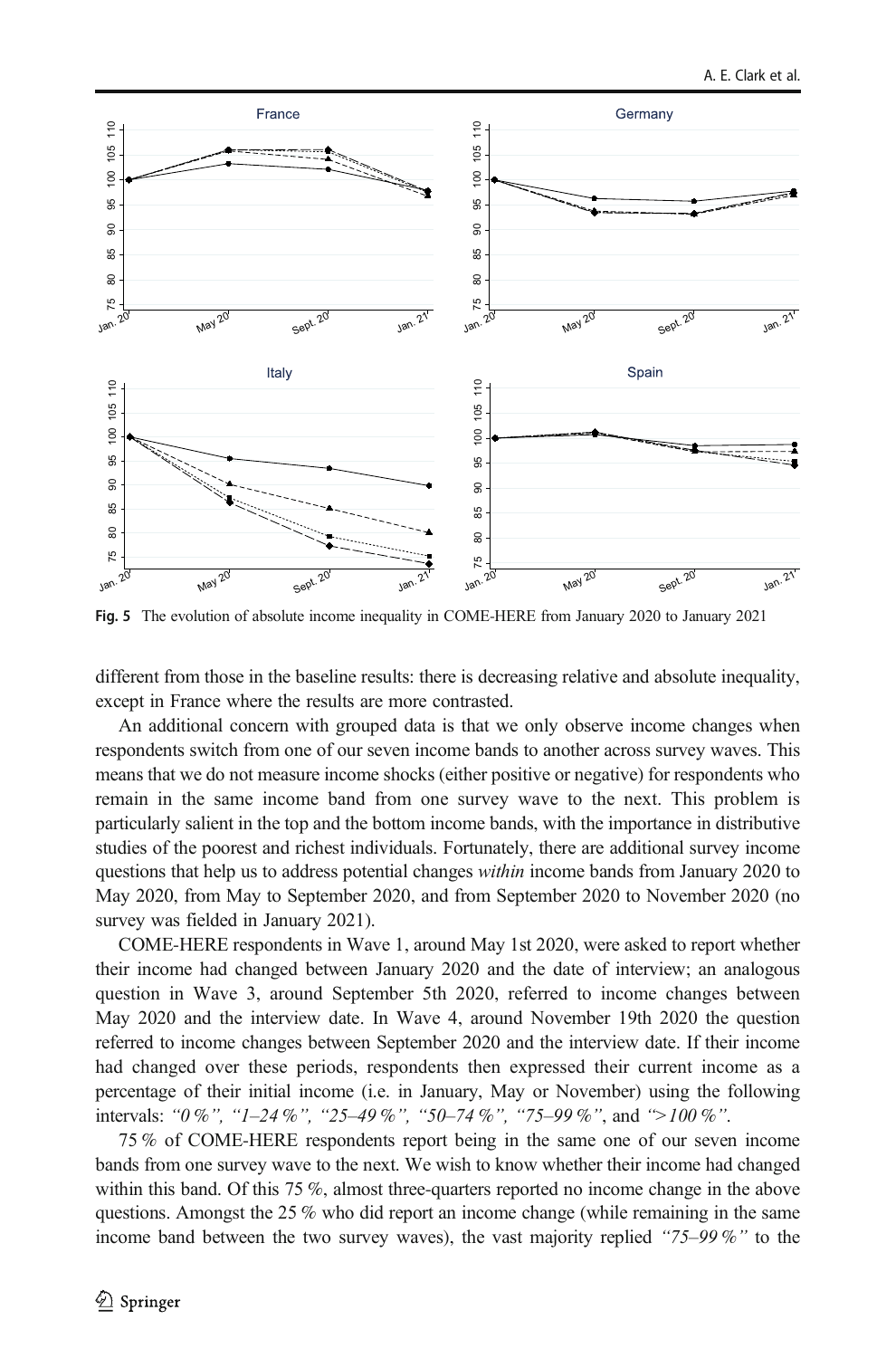Fig. 5 The evolution of absolute income inequality in COME-HERE from January 2020 to January 2021

different from those in the baseline results: there is decreasing relative and absolute inequality, except in France where the results are more contrasted.

An additional concern with grouped data is that we only observe income changes when respondents switch from one of our seven income bands to another across survey waves. This means that we do not measure income shocks (either positive or negative) for respondents who remain in the same income band from one survey wave to the next. This problem is particularly salient in the top and the bottom income bands, with the importance in distributive studies of the poorest and richest individuals. Fortunately, there are additional survey income questions that help us to address potential changes *within* income bands from January 2020 to May 2020, from May to September 2020, and from September 2020 to November 2020 (no survey was fielded in January 2021).

COME-HERE respondents in Wave 1, around May 1st 2020, were asked to report whether their income had changed between January 2020 and the date of interview; an analogous question in Wave 3, around September 5th 2020, referred to income changes between May 2020 and the interview date. In Wave 4, around November 19th 2020 the question referred to income changes between September 2020 and the interview date. If their income had changed over these periods, respondents then expressed their current income as a percentage of their initial income (i.e. in January, May or November) using the following intervals: *"0 %", "1–24 %", "25–49 %", "50–74 %", "75–99 %"*, and *">100 %"*.

75 % of COME-HERE respondents report being in the same one of our seven income bands from one survey wave to the next. We wish to know whether their income had changed within this band. Of this 75 %, almost three-quarters reported no income change in the above questions. Amongst the 25 % who did report an income change (while remaining in the same income band between the two survey waves), the vast majority replied *"75–99 %"* to the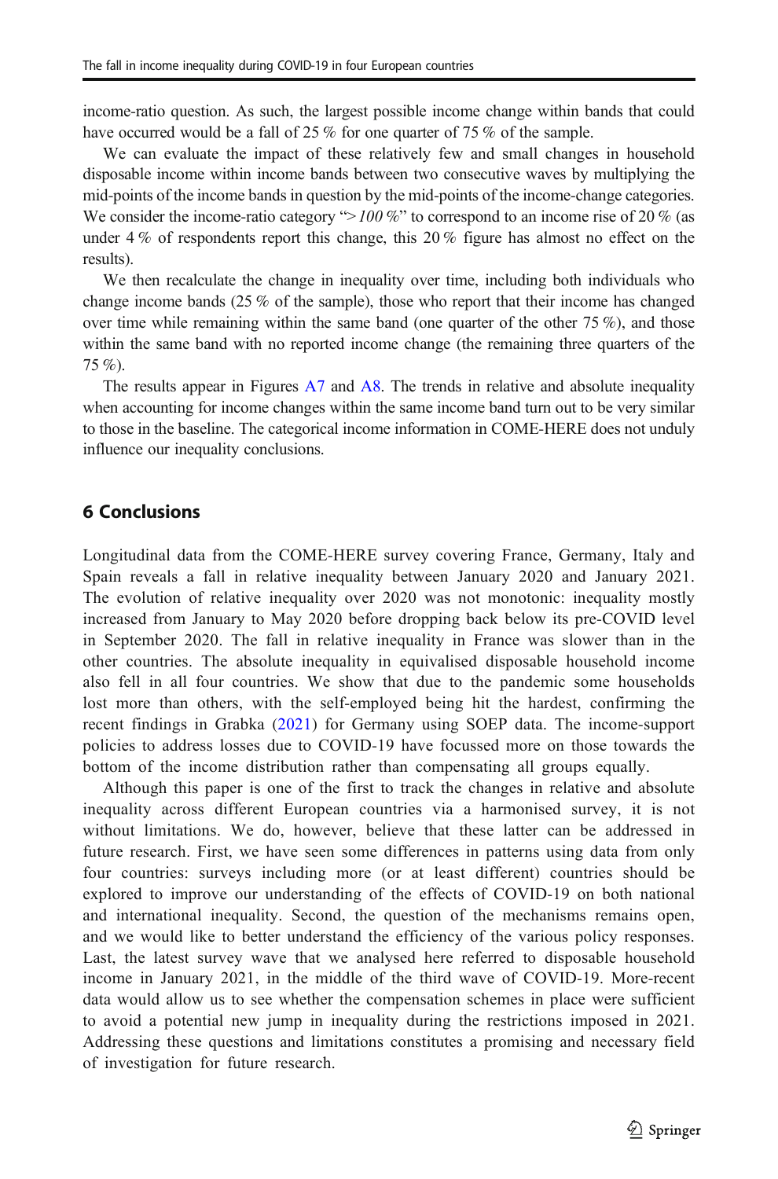income-ratio question. As such, the largest possible income change within bands that could have occurred would be a fall of 25 % for one quarter of 75 % of the sample.

We can evaluate the impact of these relatively few and small changes in household disposable income within income bands between two consecutive waves by multiplying the mid-points of the income bands in question by the mid-points of the income-change categories. We consider the income-ratio category "*>100 %*" to correspond to an income rise of 20 % (as under 4 % of respondents report this change, this 20 % figure has almost no effect on the results).

We then recalculate the change in inequality over time, including both individuals who change income bands (25 % of the sample), those who report that their income has changed over time while remaining within the same band (one quarter of the other 75 %), and those within the same band with no reported income change (the remaining three quarters of the 75 %).

The results appear in Figures A7 and A8. The trends in relative and absolute inequality when accounting for income changes within the same income band turn out to be very similar to those in the baseline. The categorical income information in COME-HERE does not unduly influence our inequality conclusions.

## 6 Conclusions

Longitudinal data from the COME-HERE survey covering France, Germany, Italy and Spain reveals a fall in relative inequality between January 2020 and January 2021. The evolution of relative inequality over 2020 was not monotonic: inequality mostly increased from January to May 2020 before dropping back below its pre-COVID level in September 2020. The fall in relative inequality in France was slower than in the other countries. The absolute inequality in equivalised disposable household income also fell in all four countries. We show that due to the pandemic some households lost more than others, with the self-employed being hit the hardest, confirming the recent findings in Grabka (2021) for Germany using SOEP data. The income-support policies to address losses due to COVID-19 have focussed more on those towards the bottom of the income distribution rather than compensating all groups equally.

Although this paper is one of the first to track the changes in relative and absolute inequality across different European countries via a harmonised survey, it is not without limitations. We do, however, believe that these latter can be addressed in future research. First, we have seen some differences in patterns using data from only four countries: surveys including more (or at least different) countries should be explored to improve our understanding of the effects of COVID-19 on both national and international inequality. Second, the question of the mechanisms remains open, and we would like to better understand the efficiency of the various policy responses. Last, the latest survey wave that we analysed here referred to disposable household income in January 2021, in the middle of the third wave of COVID-19. More-recent data would allow us to see whether the compensation schemes in place were sufficient to avoid a potential new jump in inequality during the restrictions imposed in 2021. Addressing these questions and limitations constitutes a promising and necessary field of investigation for future research.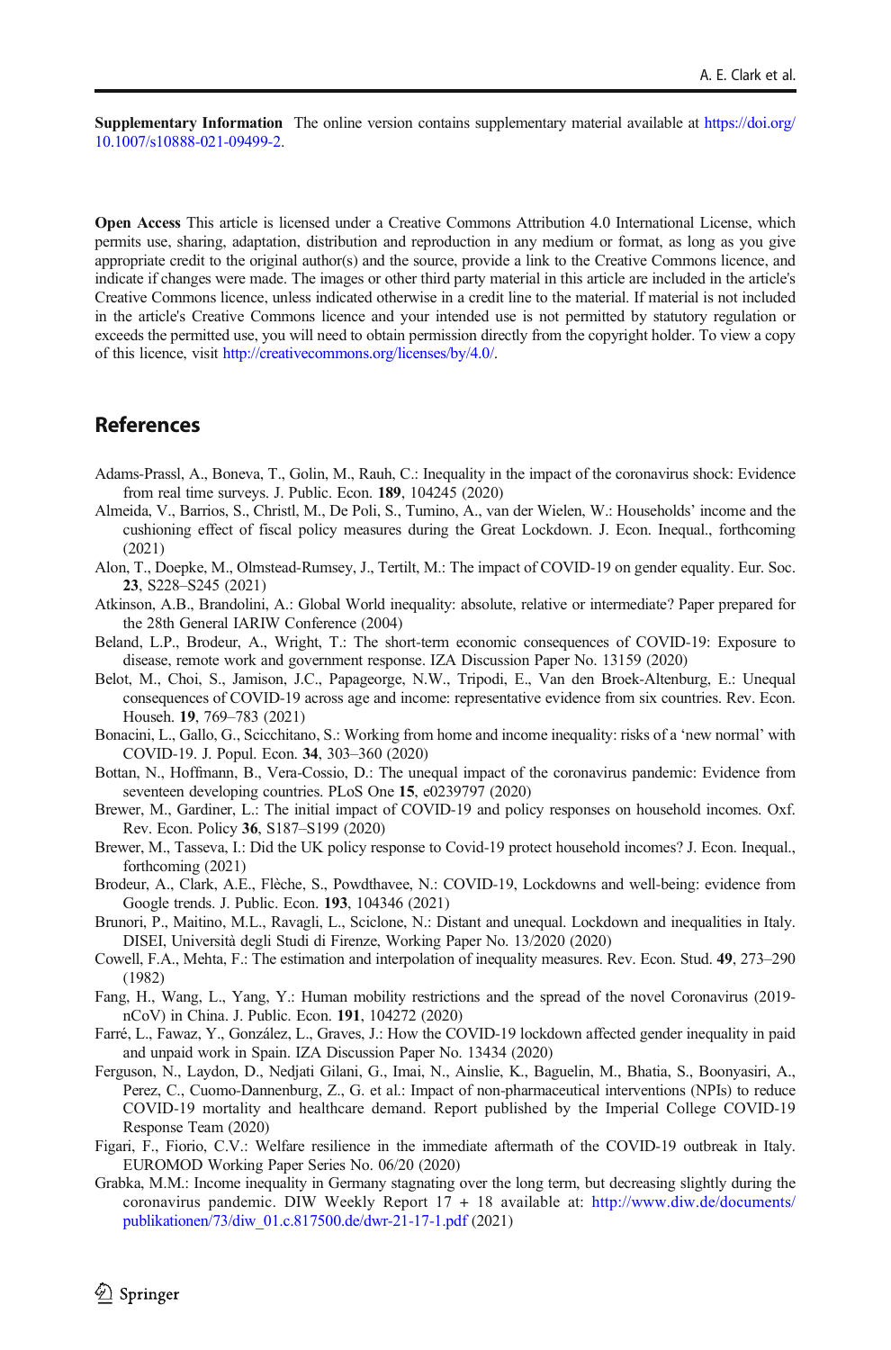**Supplementary Information** The online version contains supplementary material available at https://doi.org/10.1007/s10888-021-09499-2.

**Open Access** This article is licensed under a Creative Commons Attribution 4.0 International License, which permits use, sharing, adaptation, distribution and reproduction in any medium or format, as long as you give appropriate credit to the original author(s) and the source, provide a link to the Creative Commons licence, and indicate if changes were made. The images or other third party material in this article are included in the article's Creative Commons licence, unless indicated otherwise in a credit line to the material. If material is not included in the article's Creative Commons licence and your intended use is not permitted by statutory regulation or exceeds the permitted use, you will need to obtain permission directly from the copyright holder. To view a copy of this licence, visit http://creativecommons.org/licenses/by/4.0/.

## References

Adams-Prassl, A., Boneva, T., Golin, M., Rauh, C.: Inequality in the impact of the coronavirus shock: Evidence from real time surveys. J. Public. Econ. **189**, 104245 (2020)

Almeida, V., Barrios, S., Christl, M., De Poli, S., Tumino, A., van der Wielen, W.: Households' income and the cushioning effect of fiscal policy measures during the Great Lockdown. J. Econ. Inequal., forthcoming (2021)

Alon, T., Doepke, M., Olmstead-Rumsey, J., Tertilt, M.: The impact of COVID-19 on gender equality. Eur. Soc. **23**, S228–S245 (2021)

Atkinson, A.B., Brandolini, A.: Global World inequality: absolute, relative or intermediate? Paper prepared for the 28th General IARIW Conference (2004)

Beland, L.P., Brodeur, A., Wright, T.: The short-term economic consequences of COVID-19: Exposure to disease, remote work and government response. IZA Discussion Paper No. 13159 (2020)

Belot, M., Choi, S., Jamison, J.C., Papageorge, N.W., Tripodi, E., Van den Broek-Altenburg, E.: Unequal consequences of COVID-19 across age and income: representative evidence from six countries. Rev. Econ. Househ. **19**, 769–783 (2021)

Bonacini, L., Gallo, G., Scicchitano, S.: Working from home and income inequality: risks of a 'new normal' with COVID-19. J. Popul. Econ. **34**, 303–360 (2020)

Bottan, N., Hoffmann, B., Vera-Cossio, D.: The unequal impact of the coronavirus pandemic: Evidence from seventeen developing countries. PLoS One **15**, e0239797 (2020)

Brewer, M., Gardiner, L.: The initial impact of COVID-19 and policy responses on household incomes. Oxf. Rev. Econ. Policy **36**, S187–S199 (2020)

Brewer, M., Tasseva, I.: Did the UK policy response to Covid-19 protect household incomes? J. Econ. Inequal., forthcoming (2021)

Brodeur, A., Clark, A.E., Flèche, S., Powdthavee, N.: COVID-19, Lockdowns and well-being: evidence from Google trends. J. Public. Econ. **193**, 104346 (2021)

Brunori, P., Maitino, M.L., Ravagli, L., Sciclone, N.: Distant and unequal. Lockdown and inequalities in Italy. DISEI, Università degli Studi di Firenze, Working Paper No. 13/2020 (2020)

Cowell, F.A., Mehta, F.: The estimation and interpolation of inequality measures. Rev. Econ. Stud. **49**, 273–290 (1982)

Fang, H., Wang, L., Yang, Y.: Human mobility restrictions and the spread of the novel Coronavirus (2019-nCoV) in China. J. Public. Econ. **191**, 104272 (2020)

Farré, L., Fawaz, Y., González, L., Graves, J.: How the COVID-19 lockdown affected gender inequality in paid and unpaid work in Spain. IZA Discussion Paper No. 13434 (2020)

Ferguson, N., Laydon, D., Nedjati Gilani, G., Imai, N., Ainslie, K., Baguelin, M., Bhatia, S., Boonyasiri, A., Perez, C., Cuomo-Dannenburg, Z., G. et al.: Impact of non-pharmaceutical interventions (NPIs) to reduce COVID-19 mortality and healthcare demand. Report published by the Imperial College COVID-19 Response Team (2020)

Figari, F., Fiorio, C.V.: Welfare resilience in the immediate aftermath of the COVID-19 outbreak in Italy. EUROMOD Working Paper Series No. 06/20 (2020)

Grabka, M.M.: Income inequality in Germany stagnating over the long term, but decreasing slightly during the coronavirus pandemic. DIW Weekly Report 17 + 18 available at: http://www.diw.de/documents/publikationen/73/diw_01.c.817500.de/dwr-21-17-1.pdf (2021)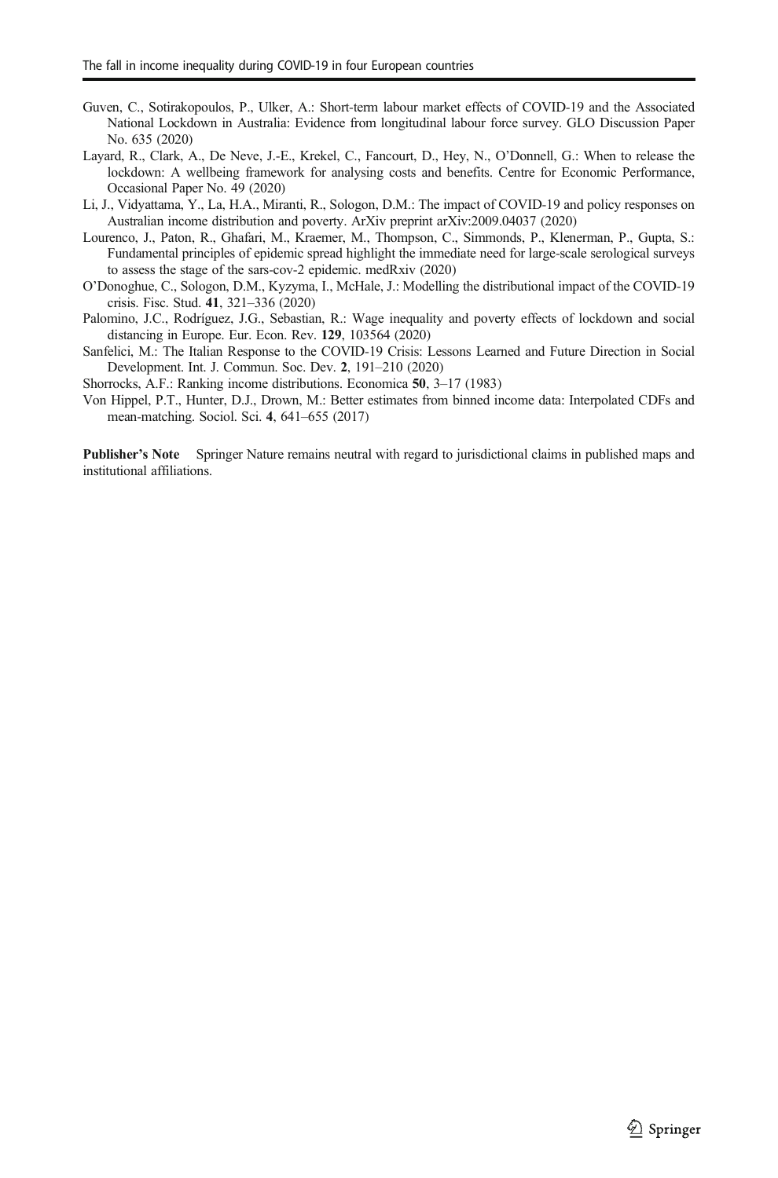Guven, C., Sotirakopoulos, P., Ulker, A.: Short-term labour market effects of COVID-19 and the Associated National Lockdown in Australia: Evidence from longitudinal labour force survey. GLO Discussion Paper No. 635 (2020)

Layard, R., Clark, A., De Neve, J.-E., Krekel, C., Fancourt, D., Hey, N., O'Donnell, G.: When to release the lockdown: A wellbeing framework for analysing costs and benefits. Centre for Economic Performance, Occasional Paper No. 49 (2020)

Li, J., Vidyattama, Y., La, H.A., Miranti, R., Sologon, D.M.: The impact of COVID-19 and policy responses on Australian income distribution and poverty. ArXiv preprint arXiv:2009.04037 (2020)

Lourenco, J., Paton, R., Ghafari, M., Kraemer, M., Thompson, C., Simmonds, P., Klenerman, P., Gupta, S.: Fundamental principles of epidemic spread highlight the immediate need for large-scale serological surveys to assess the stage of the sars-cov-2 epidemic. medRxiv (2020)

O'Donoghue, C., Sologon, D.M., Kyzyma, I., McHale, J.: Modelling the distributional impact of the COVID-19 crisis. Fisc. Stud. **41**, 321–336 (2020)

Palomino, J.C., Rodríguez, J.G., Sebastian, R.: Wage inequality and poverty effects of lockdown and social distancing in Europe. Eur. Econ. Rev. **129**, 103564 (2020)

Sanfelici, M.: The Italian Response to the COVID-19 Crisis: Lessons Learned and Future Direction in Social Development. Int. J. Commun. Soc. Dev. **2**, 191–210 (2020)

Shorrocks, A.F.: Ranking income distributions. Economica **50**, 3–17 (1983)

Von Hippel, P.T., Hunter, D.J., Drown, M.: Better estimates from binned income data: Interpolated CDFs and mean-matching. Sociol. Sci. **4**, 641–655 (2017)

**Publisher's Note** Springer Nature remains neutral with regard to jurisdictional claims in published maps and institutional affiliations.